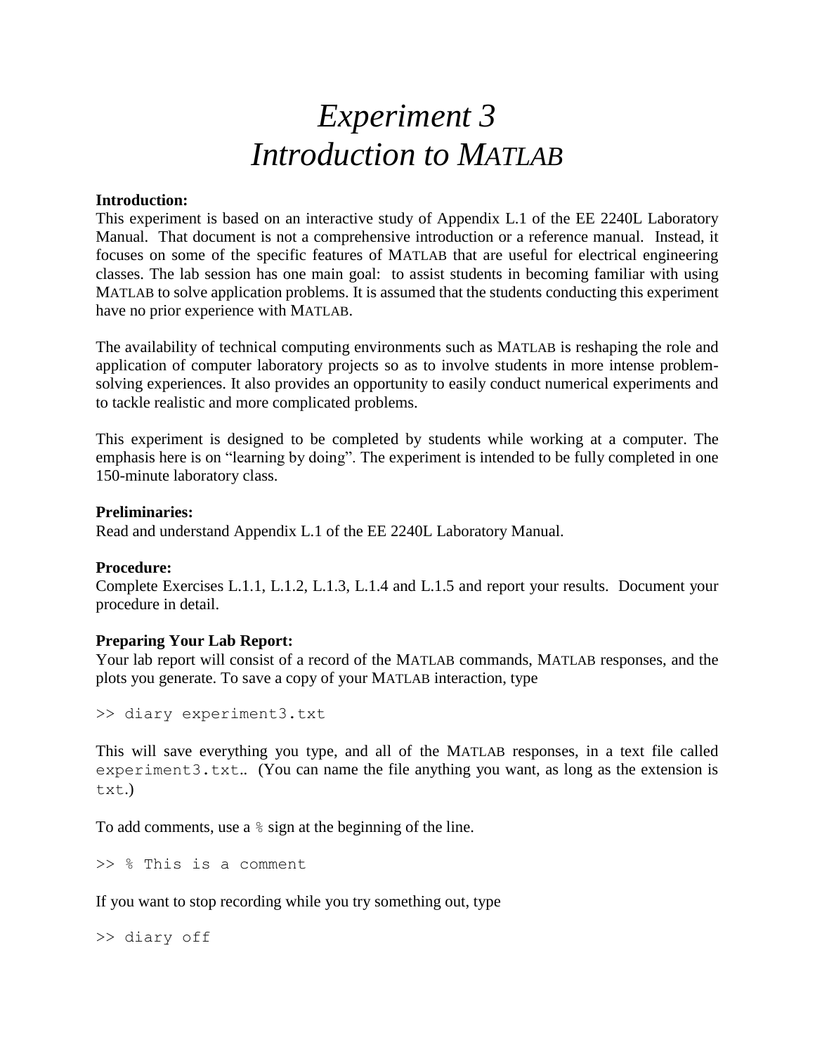# *Experiment 3*
# *Introduction to MATLAB*

**Introduction:**
This experiment is based on an interactive study of Appendix L.1 of the EE 2240L Laboratory Manual. That document is not a comprehensive introduction or a reference manual. Instead, it focuses on some of the specific features of MATLAB that are useful for electrical engineering classes. The lab session has one main goal: to assist students in becoming familiar with using MATLAB to solve application problems. It is assumed that the students conducting this experiment have no prior experience with MATLAB.

The availability of technical computing environments such as MATLAB is reshaping the role and application of computer laboratory projects so as to involve students in more intense problem-solving experiences. It also provides an opportunity to easily conduct numerical experiments and to tackle realistic and more complicated problems.

This experiment is designed to be completed by students while working at a computer. The emphasis here is on "learning by doing". The experiment is intended to be fully completed in one 150-minute laboratory class.

**Preliminaries:**
Read and understand Appendix L.1 of the EE 2240L Laboratory Manual.

**Procedure:**
Complete Exercises L.1.1, L.1.2, L.1.3, L.1.4 and L.1.5 and report your results. Document your procedure in detail.

**Preparing Your Lab Report:**
Your lab report will consist of a record of the MATLAB commands, MATLAB responses, and the plots you generate. To save a copy of your MATLAB interaction, type

```
>> diary experiment3.txt
```

This will save everything you type, and all of the MATLAB responses, in a text file called `experiment3.txt`.. (You can name the file anything you want, as long as the extension is `txt`.)

To add comments, use a `%` sign at the beginning of the line.

```
>> % This is a comment
```

If you want to stop recording while you try something out, type

```
>> diary off
```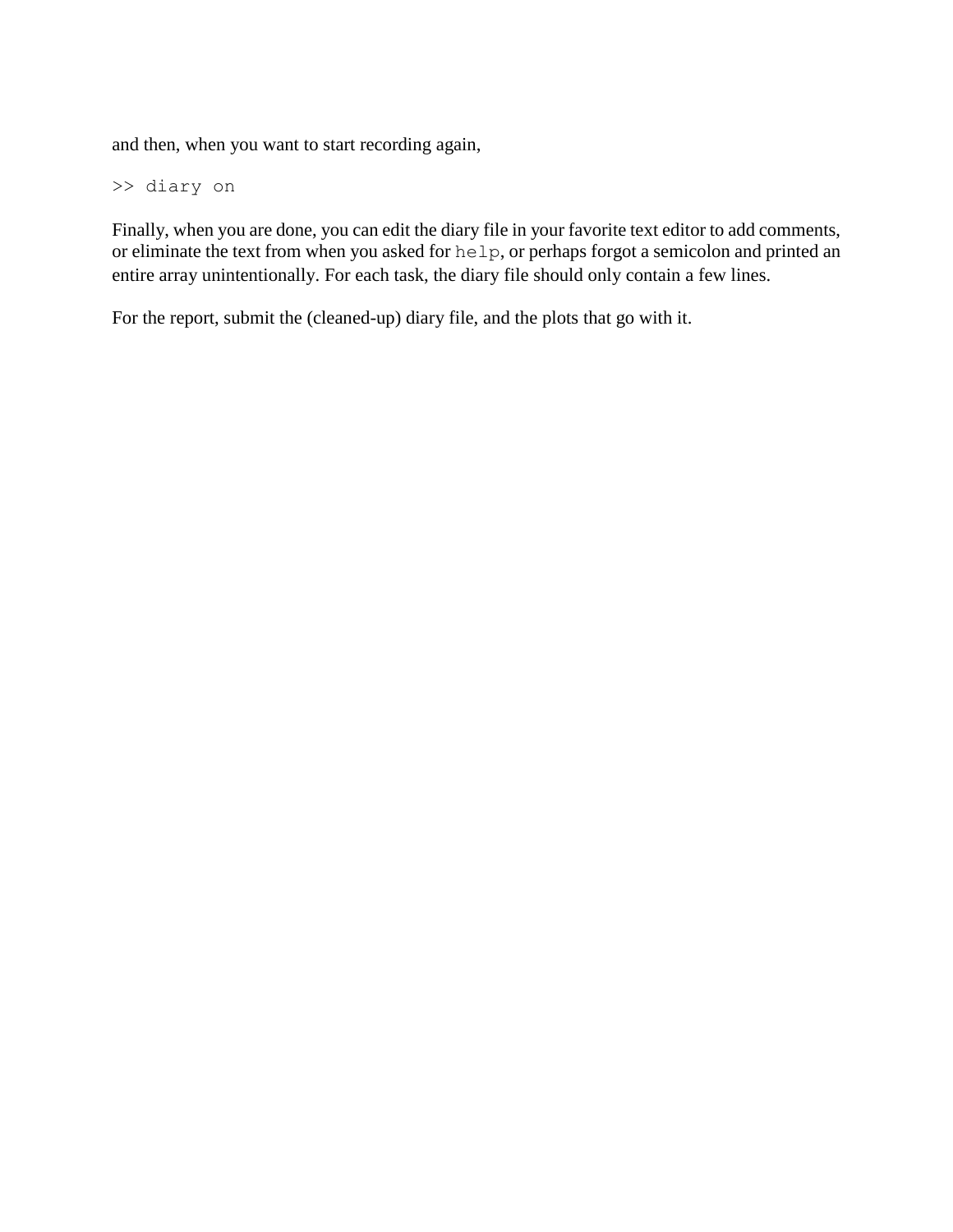and then, when you want to start recording again,

```
>> diary on
```

Finally, when you are done, you can edit the diary file in your favorite text editor to add comments, or eliminate the text from when you asked for `help`, or perhaps forgot a semicolon and printed an entire array unintentionally. For each task, the diary file should only contain a few lines.

For the report, submit the (cleaned-up) diary file, and the plots that go with it.